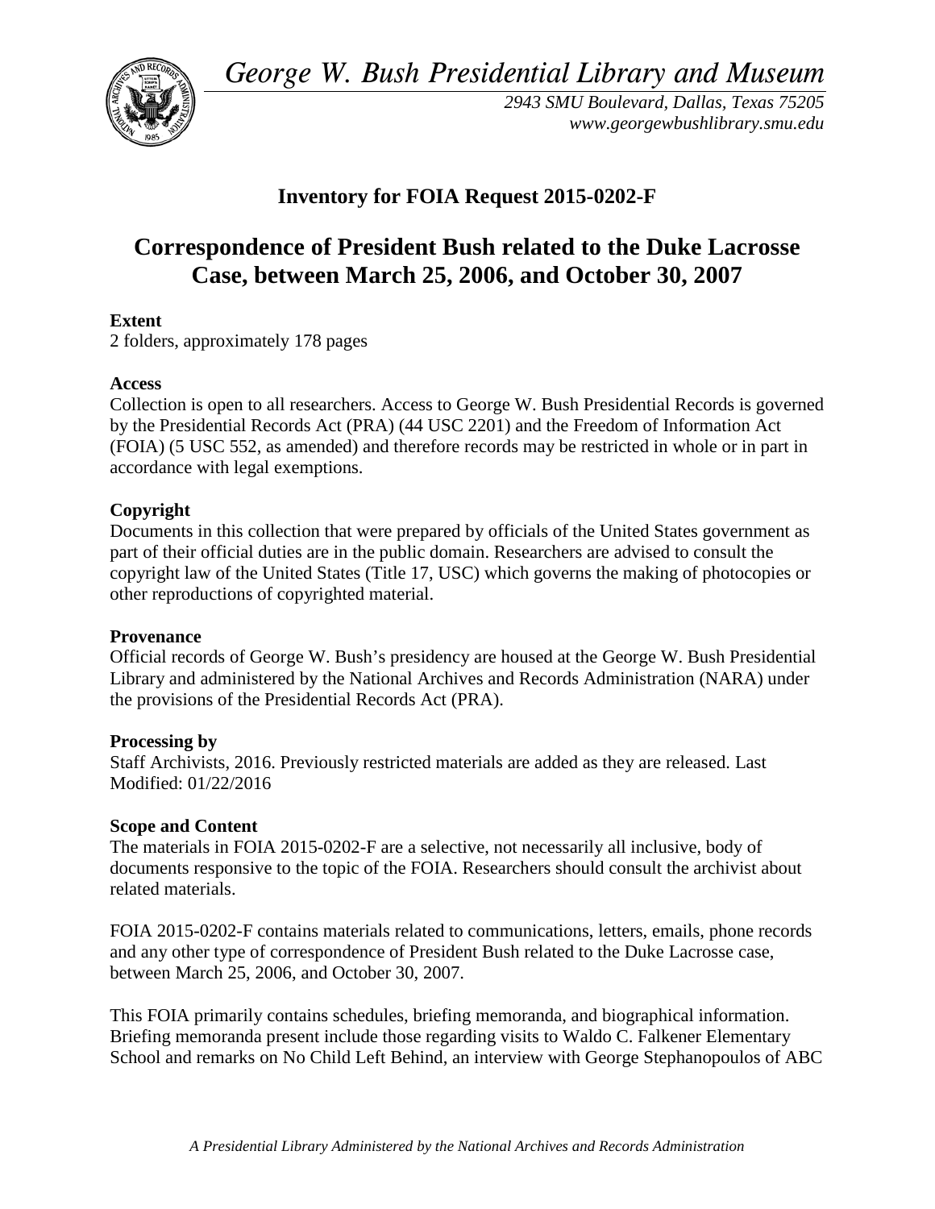*George W. Bush Presidential Library and Museum*

*2943 SMU Boulevard, Dallas, Texas 75205*
*www.georgewbushlibrary.smu.edu*

## Inventory for FOIA Request 2015-0202-F

# Correspondence of President Bush related to the Duke Lacrosse Case, between March 25, 2006, and October 30, 2007

**Extent**
2 folders, approximately 178 pages

**Access**
Collection is open to all researchers. Access to George W. Bush Presidential Records is governed by the Presidential Records Act (PRA) (44 USC 2201) and the Freedom of Information Act (FOIA) (5 USC 552, as amended) and therefore records may be restricted in whole or in part in accordance with legal exemptions.

**Copyright**
Documents in this collection that were prepared by officials of the United States government as part of their official duties are in the public domain. Researchers are advised to consult the copyright law of the United States (Title 17, USC) which governs the making of photocopies or other reproductions of copyrighted material.

**Provenance**
Official records of George W. Bush's presidency are housed at the George W. Bush Presidential Library and administered by the National Archives and Records Administration (NARA) under the provisions of the Presidential Records Act (PRA).

**Processing by**
Staff Archivists, 2016. Previously restricted materials are added as they are released. Last Modified: 01/22/2016

**Scope and Content**
The materials in FOIA 2015-0202-F are a selective, not necessarily all inclusive, body of documents responsive to the topic of the FOIA. Researchers should consult the archivist about related materials.

FOIA 2015-0202-F contains materials related to communications, letters, emails, phone records and any other type of correspondence of President Bush related to the Duke Lacrosse case, between March 25, 2006, and October 30, 2007.

This FOIA primarily contains schedules, briefing memoranda, and biographical information. Briefing memoranda present include those regarding visits to Waldo C. Falkener Elementary School and remarks on No Child Left Behind, an interview with George Stephanopoulos of ABC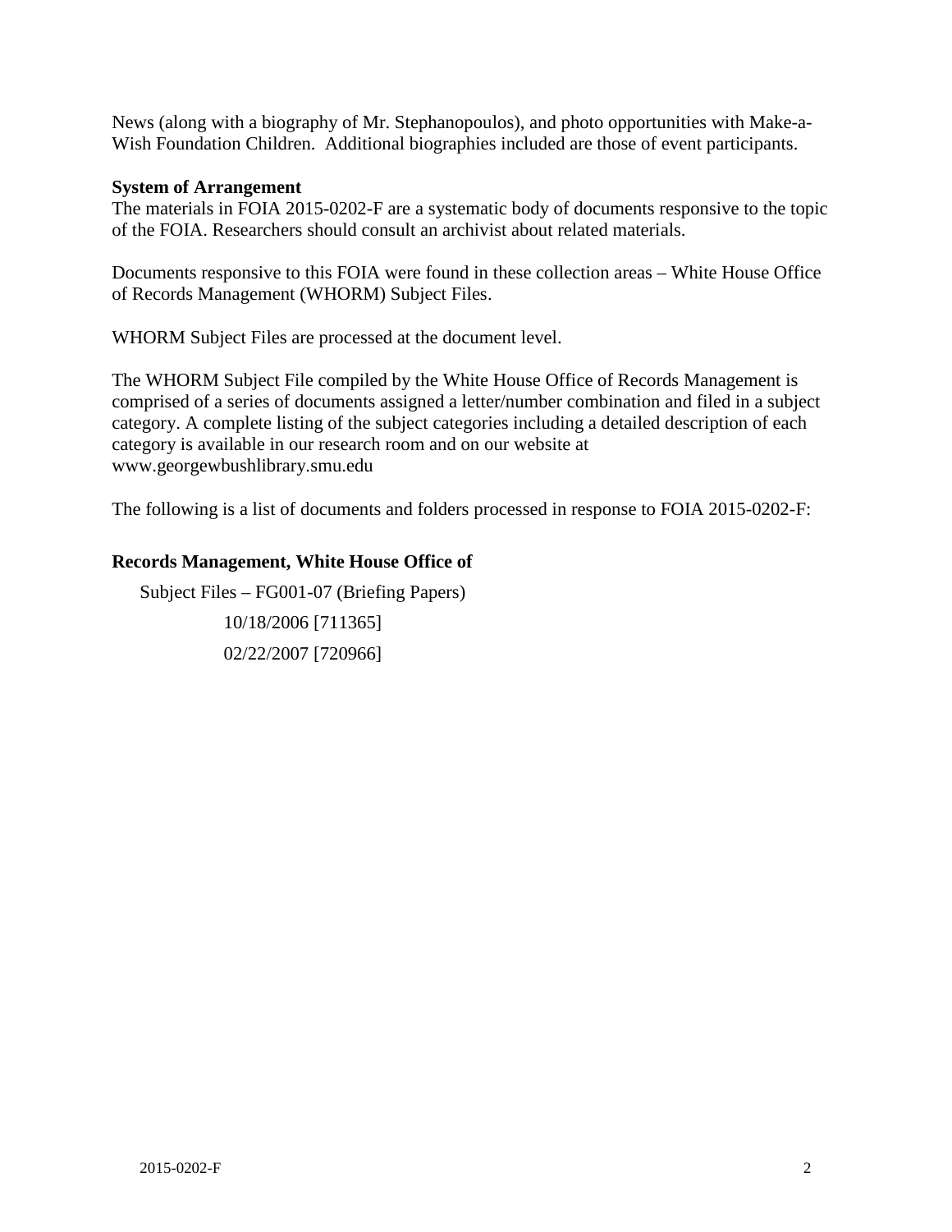News (along with a biography of Mr. Stephanopoulos), and photo opportunities with Make-a-Wish Foundation Children. Additional biographies included are those of event participants.

**System of Arrangement**

The materials in FOIA 2015-0202-F are a systematic body of documents responsive to the topic of the FOIA. Researchers should consult an archivist about related materials.

Documents responsive to this FOIA were found in these collection areas – White House Office of Records Management (WHORM) Subject Files.

WHORM Subject Files are processed at the document level.

The WHORM Subject File compiled by the White House Office of Records Management is comprised of a series of documents assigned a letter/number combination and filed in a subject category. A complete listing of the subject categories including a detailed description of each category is available in our research room and on our website at www.georgewbushlibrary.smu.edu

The following is a list of documents and folders processed in response to FOIA 2015-0202-F:

**Records Management, White House Office of**

Subject Files – FG001-07 (Briefing Papers)

10/18/2006 [711365]

02/22/2007 [720966]